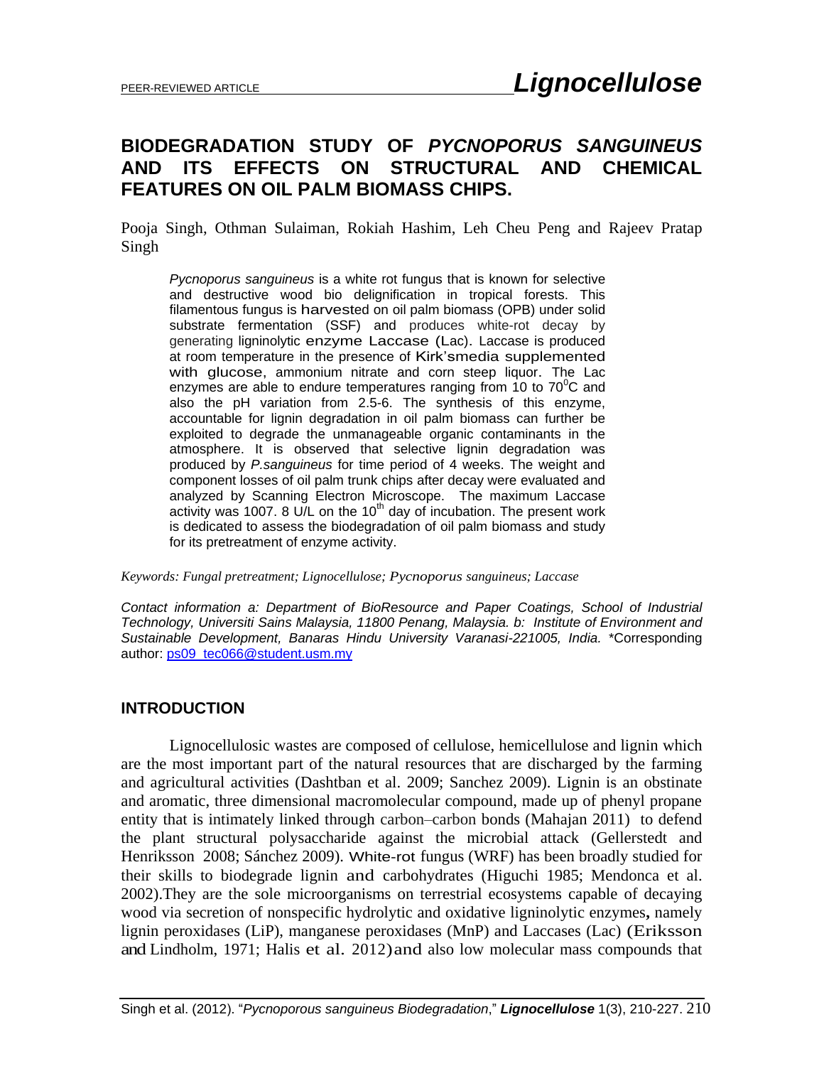PEER-REVIEWED ARTICLE

# BIODEGRADATION STUDY OF *PYCNOPORUS SANGUINEUS* AND ITS EFFECTS ON STRUCTURAL AND CHEMICAL FEATURES ON OIL PALM BIOMASS CHIPS.

Pooja Singh, Othman Sulaiman, Rokiah Hashim, Leh Cheu Peng and Rajeev Pratap Singh

> *Pycnoporus sanguineus* is a white rot fungus that is known for selective and destructive wood bio delignification in tropical forests. This filamentous fungus is harvested on oil palm biomass (OPB) under solid substrate fermentation (SSF) and produces white-rot decay by generating ligninolytic enzyme Laccase (Lac). Laccase is produced at room temperature in the presence of Kirk'smedia supplemented with glucose, ammonium nitrate and corn steep liquor. The Lac enzymes are able to endure temperatures ranging from 10 to 70$^0$C and also the pH variation from 2.5-6. The synthesis of this enzyme, accountable for lignin degradation in oil palm biomass can further be exploited to degrade the unmanageable organic contaminants in the atmosphere. It is observed that selective lignin degradation was produced by *P.sanguineus* for time period of 4 weeks. The weight and component losses of oil palm trunk chips after decay were evaluated and analyzed by Scanning Electron Microscope. The maximum Laccase activity was 1007. 8 U/L on the 10$^{th}$ day of incubation. The present work is dedicated to assess the biodegradation of oil palm biomass and study for its pretreatment of enzyme activity.

*Keywords: Fungal pretreatment; Lignocellulose; Pycnoporus sanguineus; Laccase*

*Contact information a: Department of BioResource and Paper Coatings, School of Industrial Technology, Universiti Sains Malaysia, 11800 Penang, Malaysia. b: Institute of Environment and Sustainable Development, Banaras Hindu University Varanasi-221005, India.* *Corresponding author: ps09_tec066@student.usm.my

## INTRODUCTION

Lignocellulosic wastes are composed of cellulose, hemicellulose and lignin which are the most important part of the natural resources that are discharged by the farming and agricultural activities (Dashtban et al. 2009; Sanchez 2009). Lignin is an obstinate and aromatic, three dimensional macromolecular compound, made up of phenyl propane entity that is intimately linked through carbon–carbon bonds (Mahajan 2011) to defend the plant structural polysaccharide against the microbial attack (Gellerstedt and Henriksson 2008; Sánchez 2009). White-rot fungus (WRF) has been broadly studied for their skills to biodegrade lignin and carbohydrates (Higuchi 1985; Mendonca et al. 2002).They are the sole microorganisms on terrestrial ecosystems capable of decaying wood via secretion of nonspecific hydrolytic and oxidative ligninolytic enzymes**,** namely lignin peroxidases (LiP), manganese peroxidases (MnP) and Laccases (Lac) (Eriksson and Lindholm, 1971; Halis et al. 2012)and also low molecular mass compounds that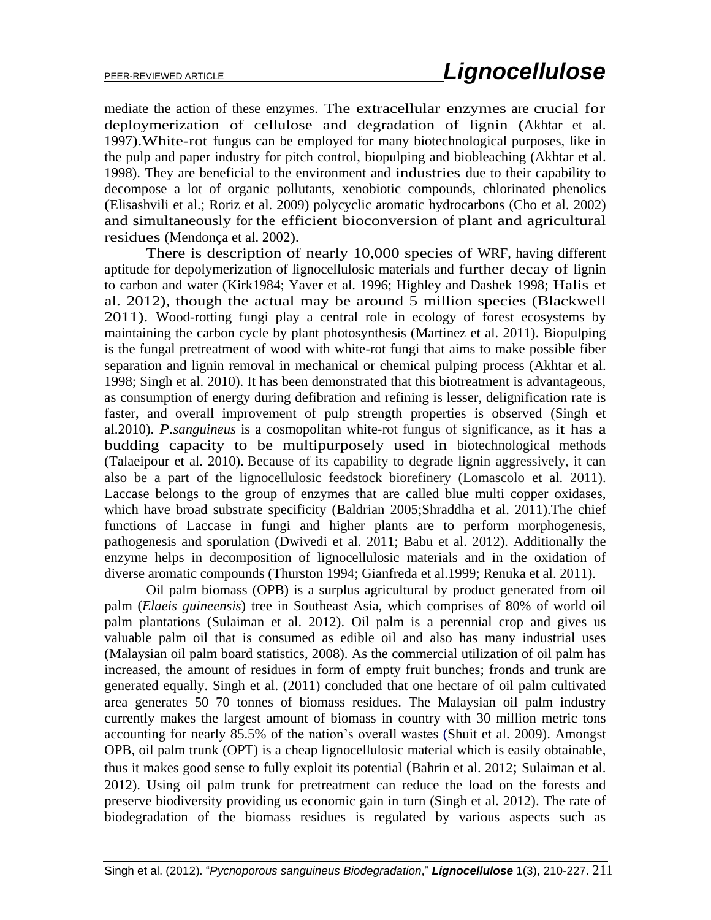mediate the action of these enzymes. The extracellular enzymes are crucial for deploymerization of cellulose and degradation of lignin (Akhtar et al. 1997).White-rot fungus can be employed for many biotechnological purposes, like in the pulp and paper industry for pitch control, biopulping and biobleaching (Akhtar et al. 1998). They are beneficial to the environment and industries due to their capability to decompose a lot of organic pollutants, xenobiotic compounds, chlorinated phenolics (Elisashvili et al.; Roriz et al. 2009) polycyclic aromatic hydrocarbons (Cho et al. 2002) and simultaneously for the efficient bioconversion of plant and agricultural residues (Mendonça et al. 2002).

There is description of nearly 10,000 species of WRF, having different aptitude for depolymerization of lignocellulosic materials and further decay of lignin to carbon and water (Kirk1984; Yaver et al. 1996; Highley and Dashek 1998; Halis et al. 2012), though the actual may be around 5 million species (Blackwell 2011). Wood-rotting fungi play a central role in ecology of forest ecosystems by maintaining the carbon cycle by plant photosynthesis (Martinez et al. 2011). Biopulping is the fungal pretreatment of wood with white-rot fungi that aims to make possible fiber separation and lignin removal in mechanical or chemical pulping process (Akhtar et al. 1998; Singh et al. 2010). It has been demonstrated that this biotreatment is advantageous, as consumption of energy during defibration and refining is lesser, delignification rate is faster, and overall improvement of pulp strength properties is observed (Singh et al.2010). *P.sanguineus* is a cosmopolitan white-rot fungus of significance, as it has a budding capacity to be multipurposely used in biotechnological methods (Talaeipour et al. 2010). Because of its capability to degrade lignin aggressively, it can also be a part of the lignocellulosic feedstock biorefinery (Lomascolo et al. 2011). Laccase belongs to the group of enzymes that are called blue multi copper oxidases, which have broad substrate specificity (Baldrian 2005;Shraddha et al. 2011).The chief functions of Laccase in fungi and higher plants are to perform morphogenesis, pathogenesis and sporulation (Dwivedi et al. 2011; Babu et al. 2012). Additionally the enzyme helps in decomposition of lignocellulosic materials and in the oxidation of diverse aromatic compounds (Thurston 1994; Gianfreda et al.1999; Renuka et al. 2011).

Oil palm biomass (OPB) is a surplus agricultural by product generated from oil palm (*Elaeis guineensis*) tree in Southeast Asia, which comprises of 80% of world oil palm plantations (Sulaiman et al. 2012). Oil palm is a perennial crop and gives us valuable palm oil that is consumed as edible oil and also has many industrial uses (Malaysian oil palm board statistics, 2008). As the commercial utilization of oil palm has increased, the amount of residues in form of empty fruit bunches; fronds and trunk are generated equally. Singh et al. (2011) concluded that one hectare of oil palm cultivated area generates 50–70 tonnes of biomass residues. The Malaysian oil palm industry currently makes the largest amount of biomass in country with 30 million metric tons accounting for nearly 85.5% of the nation's overall wastes (Shuit et al. 2009). Amongst OPB, oil palm trunk (OPT) is a cheap lignocellulosic material which is easily obtainable, thus it makes good sense to fully exploit its potential (Bahrin et al. 2012; Sulaiman et al. 2012). Using oil palm trunk for pretreatment can reduce the load on the forests and preserve biodiversity providing us economic gain in turn (Singh et al. 2012). The rate of biodegradation of the biomass residues is regulated by various aspects such as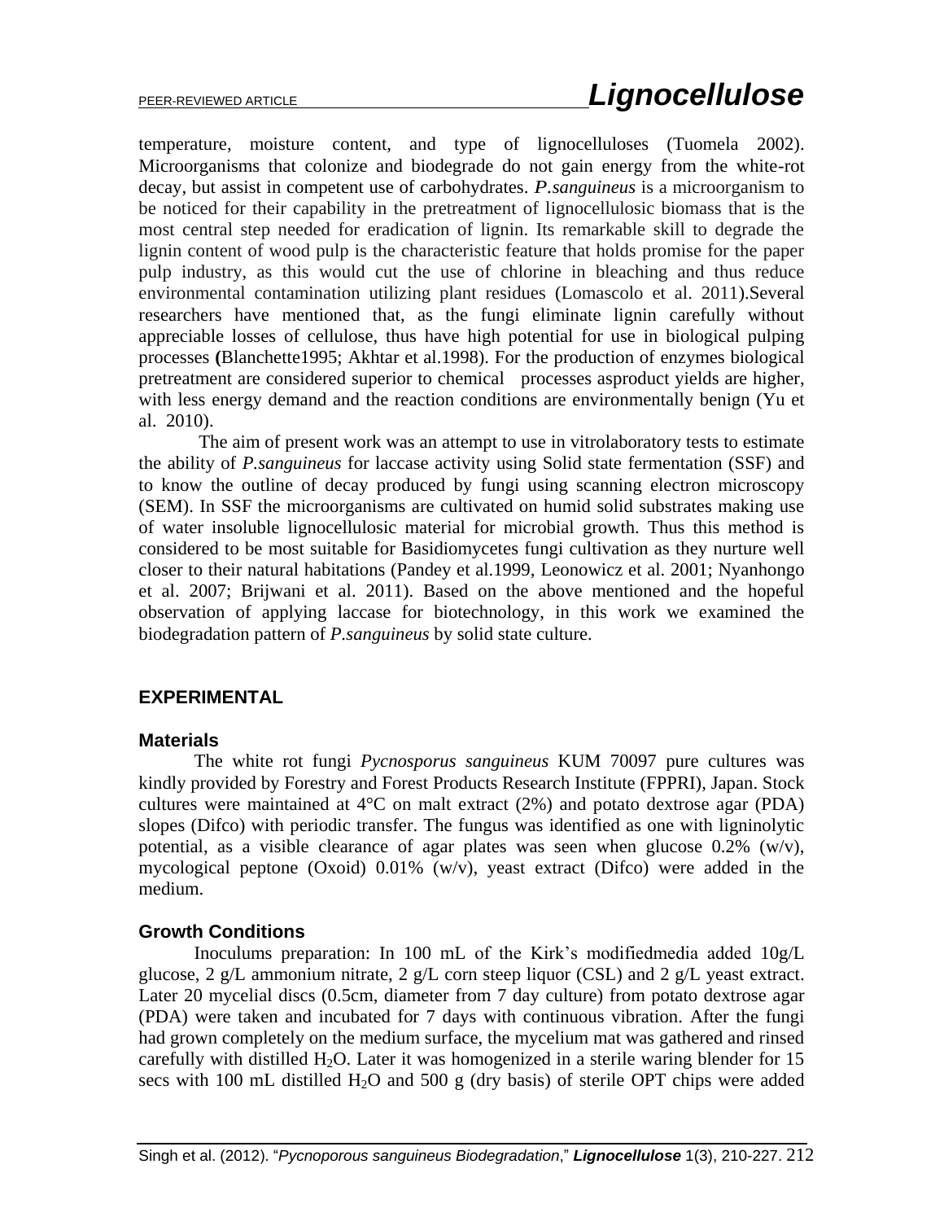temperature, moisture content, and type of lignocelluloses (Tuomela 2002). Microorganisms that colonize and biodegrade do not gain energy from the white-rot decay, but assist in competent use of carbohydrates. *P.sanguineus* is a microorganism to be noticed for their capability in the pretreatment of lignocellulosic biomass that is the most central step needed for eradication of lignin. Its remarkable skill to degrade the lignin content of wood pulp is the characteristic feature that holds promise for the paper pulp industry, as this would cut the use of chlorine in bleaching and thus reduce environmental contamination utilizing plant residues (Lomascolo et al. 2011).Several researchers have mentioned that, as the fungi eliminate lignin carefully without appreciable losses of cellulose, thus have high potential for use in biological pulping processes **(**Blanchette1995; Akhtar et al.1998). For the production of enzymes biological pretreatment are considered superior to chemical processes asproduct yields are higher, with less energy demand and the reaction conditions are environmentally benign (Yu et al. 2010).

The aim of present work was an attempt to use in vitrolaboratory tests to estimate the ability of *P.sanguineus* for laccase activity using Solid state fermentation (SSF) and to know the outline of decay produced by fungi using scanning electron microscopy (SEM). In SSF the microorganisms are cultivated on humid solid substrates making use of water insoluble lignocellulosic material for microbial growth. Thus this method is considered to be most suitable for Basidiomycetes fungi cultivation as they nurture well closer to their natural habitations (Pandey et al.1999, Leonowicz et al. 2001; Nyanhongo et al. 2007; Brijwani et al. 2011). Based on the above mentioned and the hopeful observation of applying laccase for biotechnology, in this work we examined the biodegradation pattern of *P.sanguineus* by solid state culture.

## EXPERIMENTAL

### Materials

The white rot fungi *Pycnosporus sanguineus* KUM 70097 pure cultures was kindly provided by Forestry and Forest Products Research Institute (FPPRI), Japan. Stock cultures were maintained at 4°C on malt extract (2%) and potato dextrose agar (PDA) slopes (Difco) with periodic transfer. The fungus was identified as one with ligninolytic potential, as a visible clearance of agar plates was seen when glucose 0.2% (w/v), mycological peptone (Oxoid) 0.01% (w/v), yeast extract (Difco) were added in the medium.

### Growth Conditions

Inoculums preparation: In 100 mL of the Kirk's modifiedmedia added 10g/L glucose, 2 g/L ammonium nitrate, 2 g/L corn steep liquor (CSL) and 2 g/L yeast extract. Later 20 mycelial discs (0.5cm, diameter from 7 day culture) from potato dextrose agar (PDA) were taken and incubated for 7 days with continuous vibration. After the fungi had grown completely on the medium surface, the mycelium mat was gathered and rinsed carefully with distilled $H_2O$. Later it was homogenized in a sterile waring blender for 15 secs with 100 mL distilled $H_2O$ and 500 g (dry basis) of sterile OPT chips were added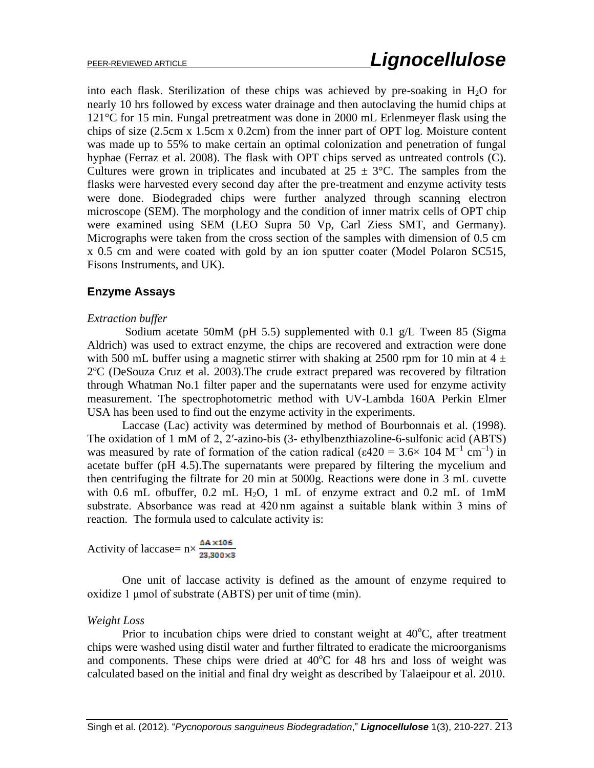into each flask. Sterilization of these chips was achieved by pre-soaking in $H_2O$ for nearly 10 hrs followed by excess water drainage and then autoclaving the humid chips at 121°C for 15 min. Fungal pretreatment was done in 2000 mL Erlenmeyer flask using the chips of size (2.5cm x 1.5cm x 0.2cm) from the inner part of OPT log. Moisture content was made up to 55% to make certain an optimal colonization and penetration of fungal hyphae (Ferraz et al. 2008). The flask with OPT chips served as untreated controls (C). Cultures were grown in triplicates and incubated at 25 ± 3°C. The samples from the flasks were harvested every second day after the pre-treatment and enzyme activity tests were done. Biodegraded chips were further analyzed through scanning electron microscope (SEM). The morphology and the condition of inner matrix cells of OPT chip were examined using SEM (LEO Supra 50 Vp, Carl Ziess SMT, and Germany). Micrographs were taken from the cross section of the samples with dimension of 0.5 cm x 0.5 cm and were coated with gold by an ion sputter coater (Model Polaron SC515, Fisons Instruments, and UK).

## Enzyme Assays

*Extraction buffer*

Sodium acetate 50mM (pH 5.5) supplemented with 0.1 g/L Tween 85 (Sigma Aldrich) was used to extract enzyme, the chips are recovered and extraction were done with 500 mL buffer using a magnetic stirrer with shaking at 2500 rpm for 10 min at 4 ± 2ºC (DeSouza Cruz et al. 2003).The crude extract prepared was recovered by filtration through Whatman No.1 filter paper and the supernatants were used for enzyme activity measurement. The spectrophotometric method with UV-Lambda 160A Perkin Elmer USA has been used to find out the enzyme activity in the experiments.

Laccase (Lac) activity was determined by method of Bourbonnais et al. (1998). The oxidation of 1 mM of 2, 2′-azino-bis (3- ethylbenzthiazoline-6-sulfonic acid (ABTS) was measured by rate of formation of the cation radical ($\varepsilon 420 = 3.6\times 104\ M^{-1}\ cm^{-1}$) in acetate buffer (pH 4.5).The supernatants were prepared by filtering the mycelium and then centrifuging the filtrate for 20 min at 5000g. Reactions were done in 3 mL cuvette with 0.6 mL ofbuffer, 0.2 mL $H_2O$, 1 mL of enzyme extract and 0.2 mL of 1mM substrate. Absorbance was read at 420 nm against a suitable blank within 3 mins of reaction. The formula used to calculate activity is:

$$\text{Activity of laccase} = n \times \frac{\Delta A \times 106}{23{,}300 \times 3}$$

One unit of laccase activity is defined as the amount of enzyme required to oxidize 1 μmol of substrate (ABTS) per unit of time (min).

*Weight Loss*

Prior to incubation chips were dried to constant weight at 40°C, after treatment chips were washed using distil water and further filtrated to eradicate the microorganisms and components. These chips were dried at 40°C for 48 hrs and loss of weight was calculated based on the initial and final dry weight as described by Talaeipour et al. 2010.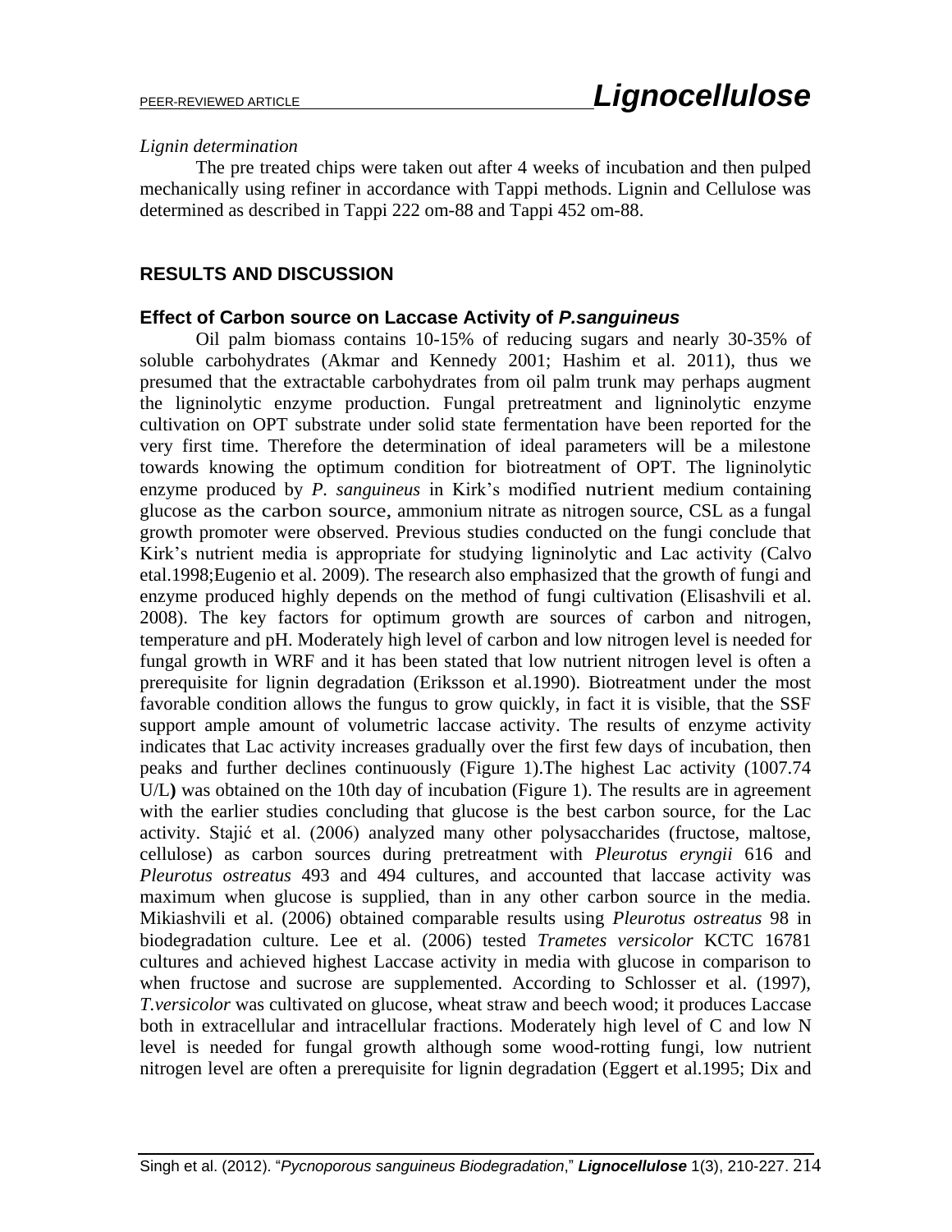*Lignin determination*

The pre treated chips were taken out after 4 weeks of incubation and then pulped mechanically using refiner in accordance with Tappi methods. Lignin and Cellulose was determined as described in Tappi 222 om-88 and Tappi 452 om-88.

## RESULTS AND DISCUSSION

### Effect of Carbon source on Laccase Activity of *P.sanguineus*

Oil palm biomass contains 10-15% of reducing sugars and nearly 30-35% of soluble carbohydrates (Akmar and Kennedy 2001; Hashim et al. 2011), thus we presumed that the extractable carbohydrates from oil palm trunk may perhaps augment the ligninolytic enzyme production. Fungal pretreatment and ligninolytic enzyme cultivation on OPT substrate under solid state fermentation have been reported for the very first time. Therefore the determination of ideal parameters will be a milestone towards knowing the optimum condition for biotreatment of OPT. The ligninolytic enzyme produced by *P. sanguineus* in Kirk's modified nutrient medium containing glucose as the carbon source, ammonium nitrate as nitrogen source, CSL as a fungal growth promoter were observed. Previous studies conducted on the fungi conclude that Kirk's nutrient media is appropriate for studying ligninolytic and Lac activity (Calvo etal.1998;Eugenio et al. 2009). The research also emphasized that the growth of fungi and enzyme produced highly depends on the method of fungi cultivation (Elisashvili et al. 2008). The key factors for optimum growth are sources of carbon and nitrogen, temperature and pH. Moderately high level of carbon and low nitrogen level is needed for fungal growth in WRF and it has been stated that low nutrient nitrogen level is often a prerequisite for lignin degradation (Eriksson et al.1990). Biotreatment under the most favorable condition allows the fungus to grow quickly, in fact it is visible, that the SSF support ample amount of volumetric laccase activity. The results of enzyme activity indicates that Lac activity increases gradually over the first few days of incubation, then peaks and further declines continuously (Figure 1).The highest Lac activity (1007.74 U/L**)** was obtained on the 10th day of incubation (Figure 1). The results are in agreement with the earlier studies concluding that glucose is the best carbon source, for the Lac activity. Stajić et al. (2006) analyzed many other polysaccharides (fructose, maltose, cellulose) as carbon sources during pretreatment with *Pleurotus eryngii* 616 and *Pleurotus ostreatus* 493 and 494 cultures, and accounted that laccase activity was maximum when glucose is supplied, than in any other carbon source in the media. Mikiashvili et al. (2006) obtained comparable results using *Pleurotus ostreatus* 98 in biodegradation culture. Lee et al. (2006) tested *Trametes versicolor* KCTC 16781 cultures and achieved highest Laccase activity in media with glucose in comparison to when fructose and sucrose are supplemented. According to Schlosser et al. (1997), *T.versicolor* was cultivated on glucose, wheat straw and beech wood; it produces Laccase both in extracellular and intracellular fractions. Moderately high level of C and low N level is needed for fungal growth although some wood-rotting fungi, low nutrient nitrogen level are often a prerequisite for lignin degradation (Eggert et al.1995; Dix and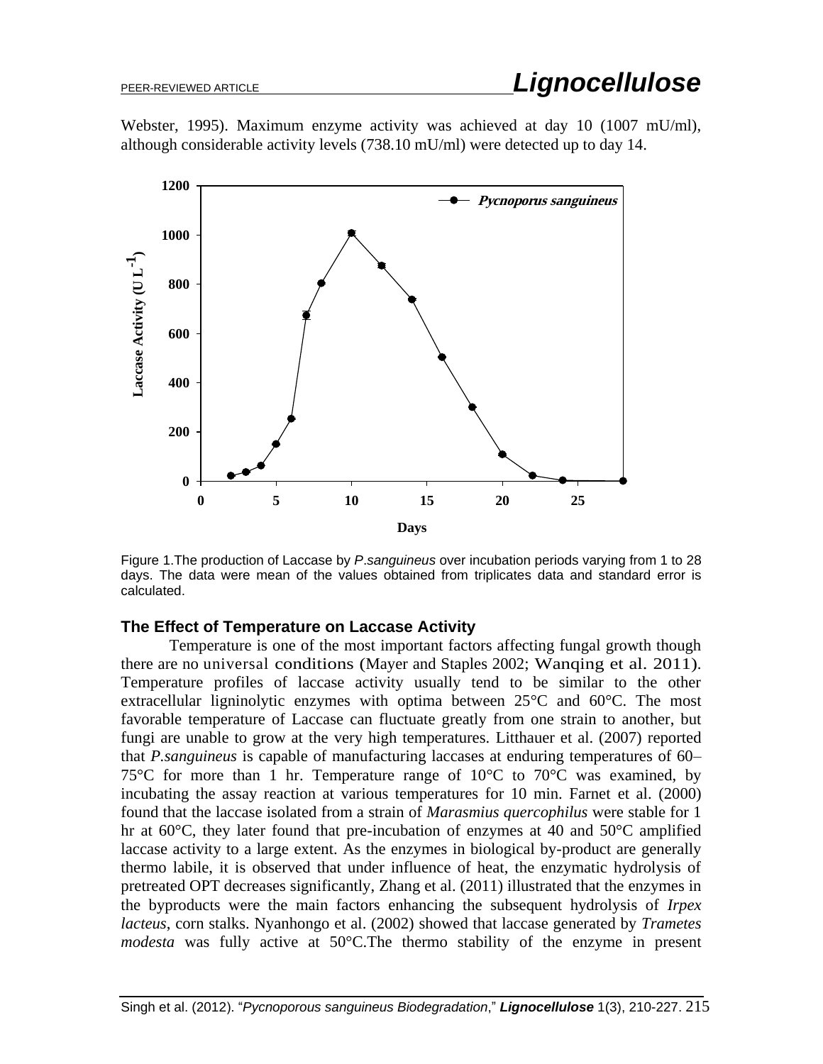Webster, 1995). Maximum enzyme activity was achieved at day 10 (1007 mU/ml), although considerable activity levels (738.10 mU/ml) were detected up to day 14.

Figure 1.The production of Laccase by *P.sanguineus* over incubation periods varying from 1 to 28 days. The data were mean of the values obtained from triplicates data and standard error is calculated.

### The Effect of Temperature on Laccase Activity

Temperature is one of the most important factors affecting fungal growth though there are no universal conditions (Mayer and Staples 2002; Wanqing et al. 2011). Temperature profiles of laccase activity usually tend to be similar to the other extracellular ligninolytic enzymes with optima between 25°C and 60°C. The most favorable temperature of Laccase can fluctuate greatly from one strain to another, but fungi are unable to grow at the very high temperatures. Litthauer et al. (2007) reported that *P.sanguineus* is capable of manufacturing laccases at enduring temperatures of 60–75°C for more than 1 hr. Temperature range of 10°C to 70°C was examined, by incubating the assay reaction at various temperatures for 10 min. Farnet et al. (2000) found that the laccase isolated from a strain of *Marasmius quercophilus* were stable for 1 hr at 60°C, they later found that pre-incubation of enzymes at 40 and 50°C amplified laccase activity to a large extent. As the enzymes in biological by-product are generally thermo labile, it is observed that under influence of heat, the enzymatic hydrolysis of pretreated OPT decreases significantly, Zhang et al. (2011) illustrated that the enzymes in the byproducts were the main factors enhancing the subsequent hydrolysis of *Irpex lacteus*, corn stalks. Nyanhongo et al. (2002) showed that laccase generated by *Trametes modesta* was fully active at 50°C.The thermo stability of the enzyme in present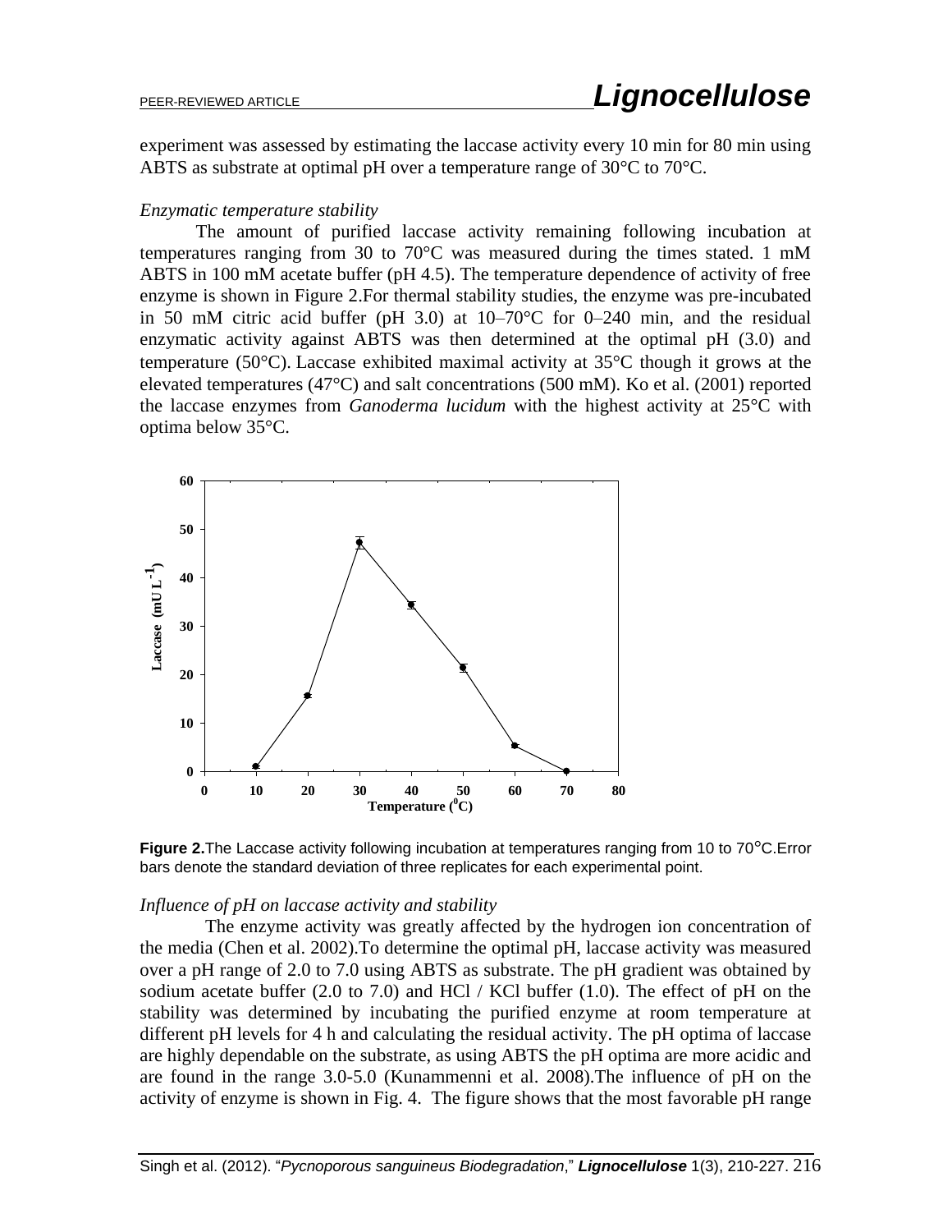experiment was assessed by estimating the laccase activity every 10 min for 80 min using ABTS as substrate at optimal pH over a temperature range of 30°C to 70°C.

*Enzymatic temperature stability*

The amount of purified laccase activity remaining following incubation at temperatures ranging from 30 to 70°C was measured during the times stated. 1 mM ABTS in 100 mM acetate buffer (pH 4.5). The temperature dependence of activity of free enzyme is shown in Figure 2.For thermal stability studies, the enzyme was pre-incubated in 50 mM citric acid buffer (pH 3.0) at 10–70°C for 0–240 min, and the residual enzymatic activity against ABTS was then determined at the optimal pH (3.0) and temperature (50°C). Laccase exhibited maximal activity at 35°C though it grows at the elevated temperatures (47°C) and salt concentrations (500 mM). Ko et al. (2001) reported the laccase enzymes from *Ganoderma lucidum* with the highest activity at 25°C with optima below 35°C.

**Figure 2.** The Laccase activity following incubation at temperatures ranging from 10 to 70°C. Error bars denote the standard deviation of three replicates for each experimental point.

*Influence of pH on laccase activity and stability*

The enzyme activity was greatly affected by the hydrogen ion concentration of the media (Chen et al. 2002).To determine the optimal pH, laccase activity was measured over a pH range of 2.0 to 7.0 using ABTS as substrate. The pH gradient was obtained by sodium acetate buffer (2.0 to 7.0) and HCl / KCl buffer (1.0). The effect of pH on the stability was determined by incubating the purified enzyme at room temperature at different pH levels for 4 h and calculating the residual activity. The pH optima of laccase are highly dependable on the substrate, as using ABTS the pH optima are more acidic and are found in the range 3.0-5.0 (Kunammenni et al. 2008).The influence of pH on the activity of enzyme is shown in Fig. 4. The figure shows that the most favorable pH range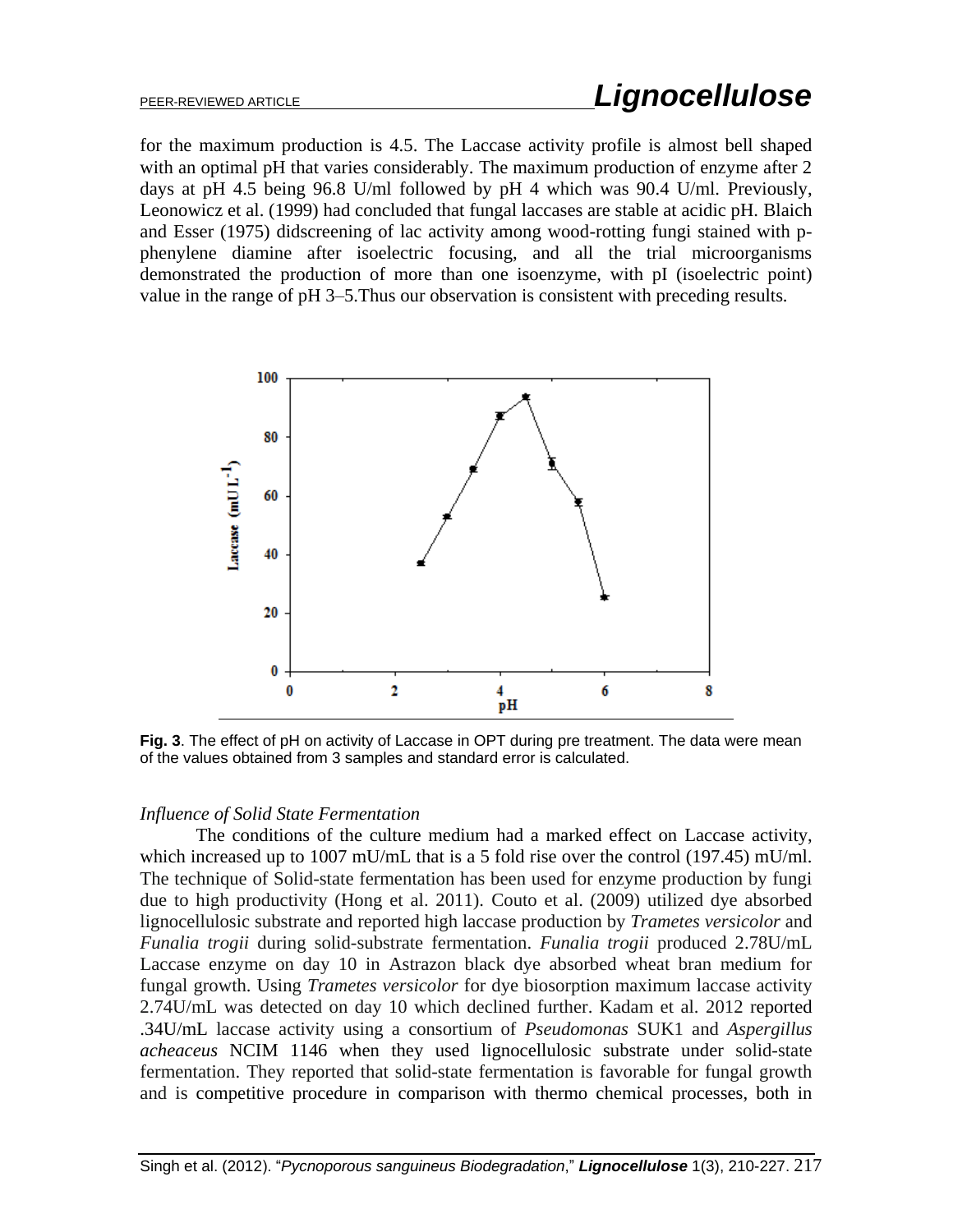for the maximum production is 4.5. The Laccase activity profile is almost bell shaped with an optimal pH that varies considerably. The maximum production of enzyme after 2 days at pH 4.5 being 96.8 U/ml followed by pH 4 which was 90.4 U/ml. Previously, Leonowicz et al. (1999) had concluded that fungal laccases are stable at acidic pH. Blaich and Esser (1975) didscreening of lac activity among wood-rotting fungi stained with p-phenylene diamine after isoelectric focusing, and all the trial microorganisms demonstrated the production of more than one isoenzyme, with pI (isoelectric point) value in the range of pH 3–5.Thus our observation is consistent with preceding results.

**Fig. 3**. The effect of pH on activity of Laccase in OPT during pre treatment. The data were mean of the values obtained from 3 samples and standard error is calculated.

*Influence of Solid State Fermentation*

The conditions of the culture medium had a marked effect on Laccase activity, which increased up to 1007 mU/mL that is a 5 fold rise over the control (197.45) mU/ml. The technique of Solid-state fermentation has been used for enzyme production by fungi due to high productivity (Hong et al. 2011). Couto et al. (2009) utilized dye absorbed lignocellulosic substrate and reported high laccase production by *Trametes versicolor* and *Funalia trogii* during solid-substrate fermentation. *Funalia trogii* produced 2.78U/mL Laccase enzyme on day 10 in Astrazon black dye absorbed wheat bran medium for fungal growth. Using *Trametes versicolor* for dye biosorption maximum laccase activity 2.74U/mL was detected on day 10 which declined further. Kadam et al. 2012 reported .34U/mL laccase activity using a consortium of *Pseudomonas* SUK1 and *Aspergillus acheaceus* NCIM 1146 when they used lignocellulosic substrate under solid-state fermentation. They reported that solid-state fermentation is favorable for fungal growth and is competitive procedure in comparison with thermo chemical processes, both in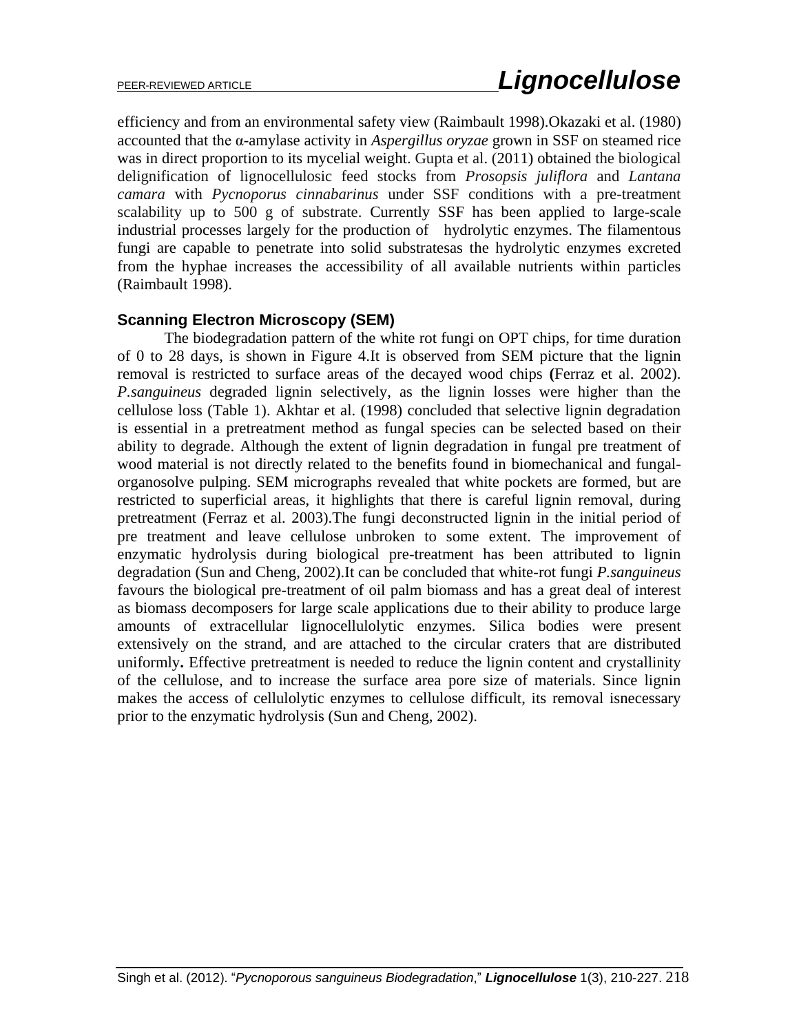efficiency and from an environmental safety view (Raimbault 1998).Okazaki et al. (1980) accounted that the α-amylase activity in *Aspergillus oryzae* grown in SSF on steamed rice was in direct proportion to its mycelial weight. Gupta et al. (2011) obtained the biological delignification of lignocellulosic feed stocks from *Prosopsis juliflora* and *Lantana camara* with *Pycnoporus cinnabarinus* under SSF conditions with a pre-treatment scalability up to 500 g of substrate. Currently SSF has been applied to large-scale industrial processes largely for the production of hydrolytic enzymes. The filamentous fungi are capable to penetrate into solid substratesas the hydrolytic enzymes excreted from the hyphae increases the accessibility of all available nutrients within particles (Raimbault 1998).

### Scanning Electron Microscopy (SEM)

The biodegradation pattern of the white rot fungi on OPT chips, for time duration of 0 to 28 days, is shown in Figure 4.It is observed from SEM picture that the lignin removal is restricted to surface areas of the decayed wood chips **(**Ferraz et al. 2002). *P.sanguineus* degraded lignin selectively, as the lignin losses were higher than the cellulose loss (Table 1). Akhtar et al. (1998) concluded that selective lignin degradation is essential in a pretreatment method as fungal species can be selected based on their ability to degrade. Although the extent of lignin degradation in fungal pre treatment of wood material is not directly related to the benefits found in biomechanical and fungal-organosolve pulping. SEM micrographs revealed that white pockets are formed, but are restricted to superficial areas, it highlights that there is careful lignin removal, during pretreatment (Ferraz et al. 2003).The fungi deconstructed lignin in the initial period of pre treatment and leave cellulose unbroken to some extent. The improvement of enzymatic hydrolysis during biological pre-treatment has been attributed to lignin degradation (Sun and Cheng, 2002).It can be concluded that white-rot fungi *P.sanguineus* favours the biological pre-treatment of oil palm biomass and has a great deal of interest as biomass decomposers for large scale applications due to their ability to produce large amounts of extracellular lignocellulolytic enzymes. Silica bodies were present extensively on the strand, and are attached to the circular craters that are distributed uniformly**.** Effective pretreatment is needed to reduce the lignin content and crystallinity of the cellulose, and to increase the surface area pore size of materials. Since lignin makes the access of cellulolytic enzymes to cellulose difficult, its removal isnecessary prior to the enzymatic hydrolysis (Sun and Cheng, 2002).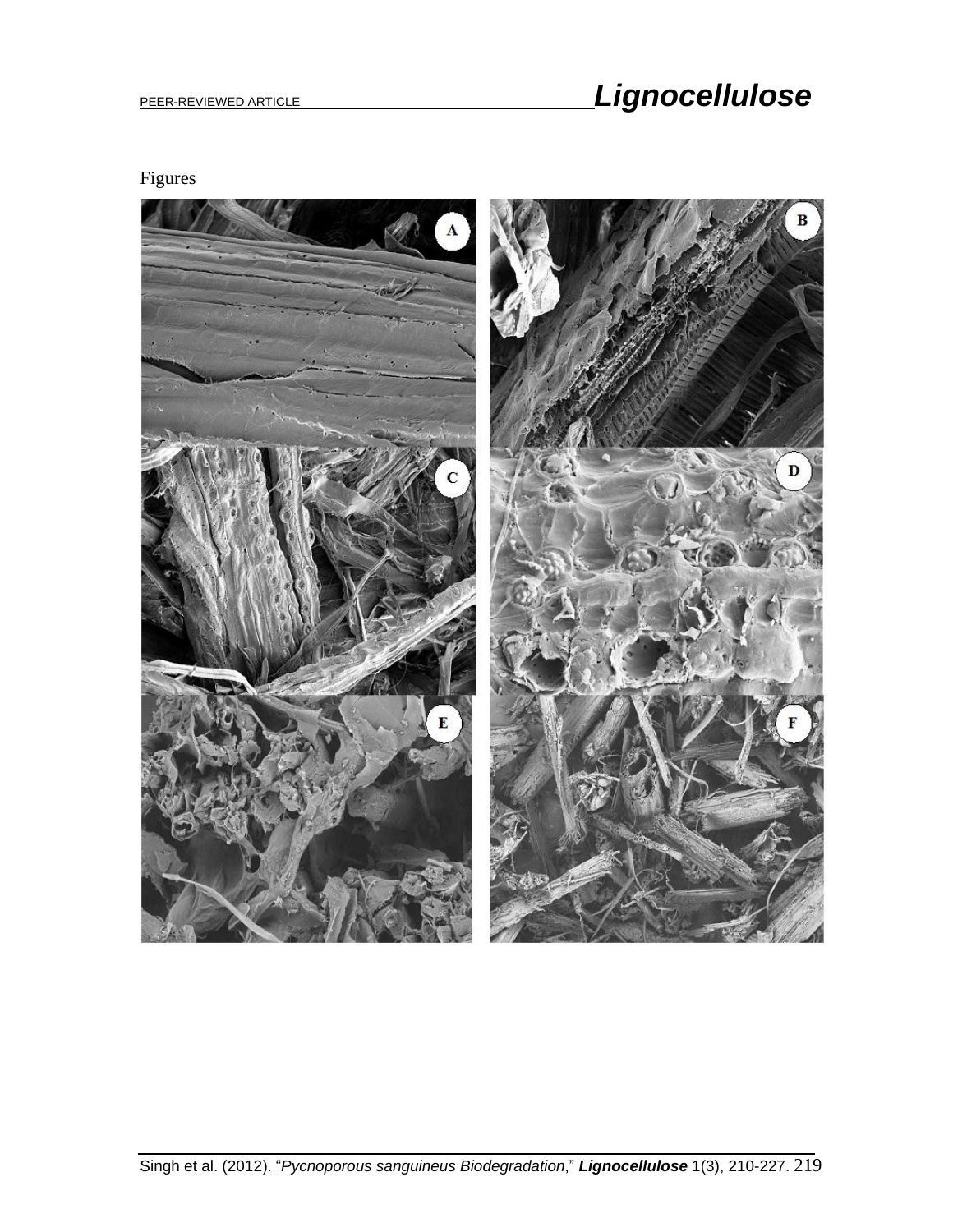Figures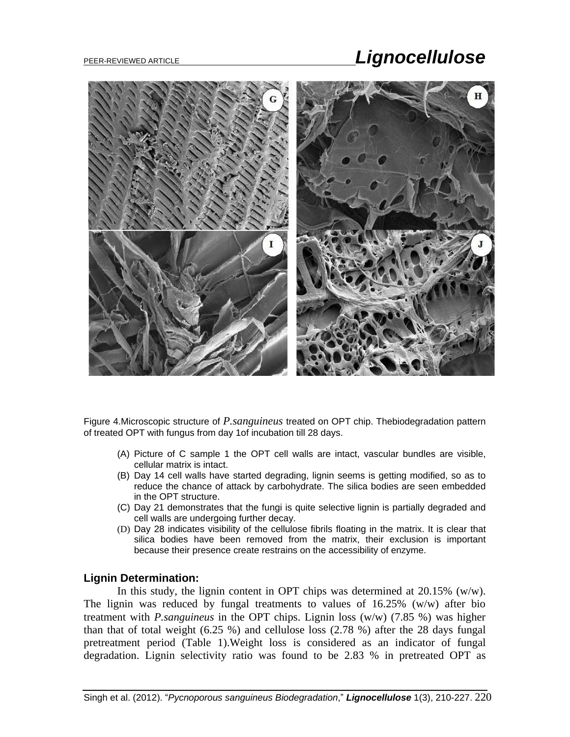Figure 4.Microscopic structure of *P.sanguineus* treated on OPT chip. Thebiodegradation pattern of treated OPT with fungus from day 1of incubation till 28 days.

(A) Picture of C sample 1 the OPT cell walls are intact, vascular bundles are visible, cellular matrix is intact.
(B) Day 14 cell walls have started degrading, lignin seems is getting modified, so as to reduce the chance of attack by carbohydrate. The silica bodies are seen embedded in the OPT structure.
(C) Day 21 demonstrates that the fungi is quite selective lignin is partially degraded and cell walls are undergoing further decay.
(D) Day 28 indicates visibility of the cellulose fibrils floating in the matrix. It is clear that silica bodies have been removed from the matrix, their exclusion is important because their presence create restrains on the accessibility of enzyme.

## Lignin Determination:

In this study, the lignin content in OPT chips was determined at 20.15% (w/w). The lignin was reduced by fungal treatments to values of 16.25% (w/w) after bio treatment with *P.sanguineus* in the OPT chips. Lignin loss (w/w) (7.85 %) was higher than that of total weight (6.25 %) and cellulose loss (2.78 %) after the 28 days fungal pretreatment period (Table 1).Weight loss is considered as an indicator of fungal degradation. Lignin selectivity ratio was found to be 2.83 % in pretreated OPT as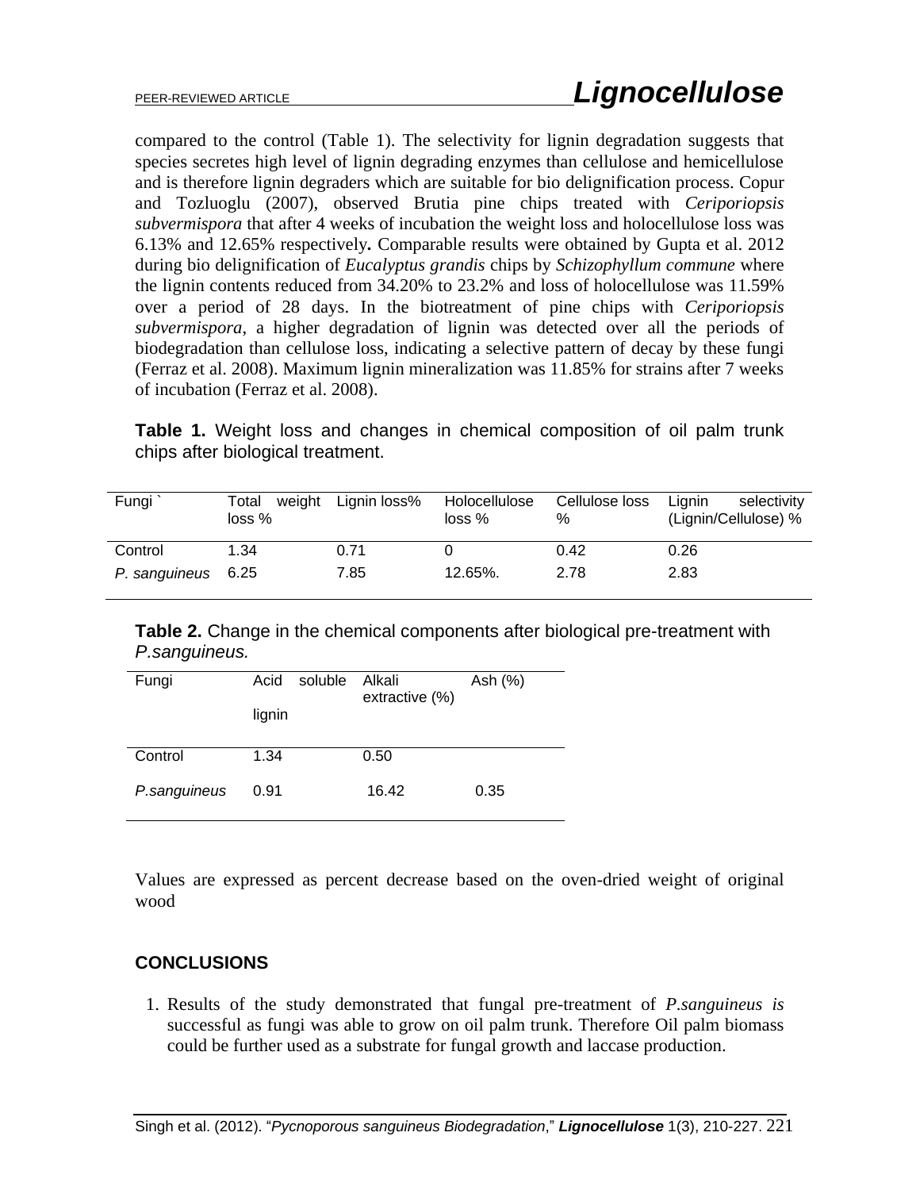compared to the control (Table 1). The selectivity for lignin degradation suggests that species secretes high level of lignin degrading enzymes than cellulose and hemicellulose and is therefore lignin degraders which are suitable for bio delignification process. Copur and Tozluoglu (2007), observed Brutia pine chips treated with *Ceriporiopsis subvermispora* that after 4 weeks of incubation the weight loss and holocellulose loss was 6.13% and 12.65% respectively**.** Comparable results were obtained by Gupta et al. 2012 during bio delignification of *Eucalyptus grandis* chips by *Schizophyllum commune* where the lignin contents reduced from 34.20% to 23.2% and loss of holocellulose was 11.59% over a period of 28 days. In the biotreatment of pine chips with *Ceriporiopsis subvermispora*, a higher degradation of lignin was detected over all the periods of biodegradation than cellulose loss, indicating a selective pattern of decay by these fungi (Ferraz et al. 2008). Maximum lignin mineralization was 11.85% for strains after 7 weeks of incubation (Ferraz et al. 2008).

**Table 1.** Weight loss and changes in chemical composition of oil palm trunk chips after biological treatment.

| Fungi ` | Total weight loss % | Lignin loss% | Holocellulose loss % | Cellulose loss % | Lignin selectivity (Lignin/Cellulose) % |
|---|---|---|---|---|---|
| Control | 1.34 | 0.71 | 0 | 0.42 | 0.26 |
| *P. sanguineus* | 6.25 | 7.85 | 12.65%. | 2.78 | 2.83 |

**Table 2.** Change in the chemical components after biological pre-treatment with *P.sanguineus.*

| Fungi | Acid soluble lignin | Alkali extractive (%) | Ash (%) |
|---|---|---|---|
| Control | 1.34 | 0.50 | |
| *P.sanguineus* | 0.91 | 16.42 | 0.35 |

Values are expressed as percent decrease based on the oven-dried weight of original wood

## CONCLUSIONS

1. Results of the study demonstrated that fungal pre-treatment of *P.sanguineus is* successful as fungi was able to grow on oil palm trunk. Therefore Oil palm biomass could be further used as a substrate for fungal growth and laccase production.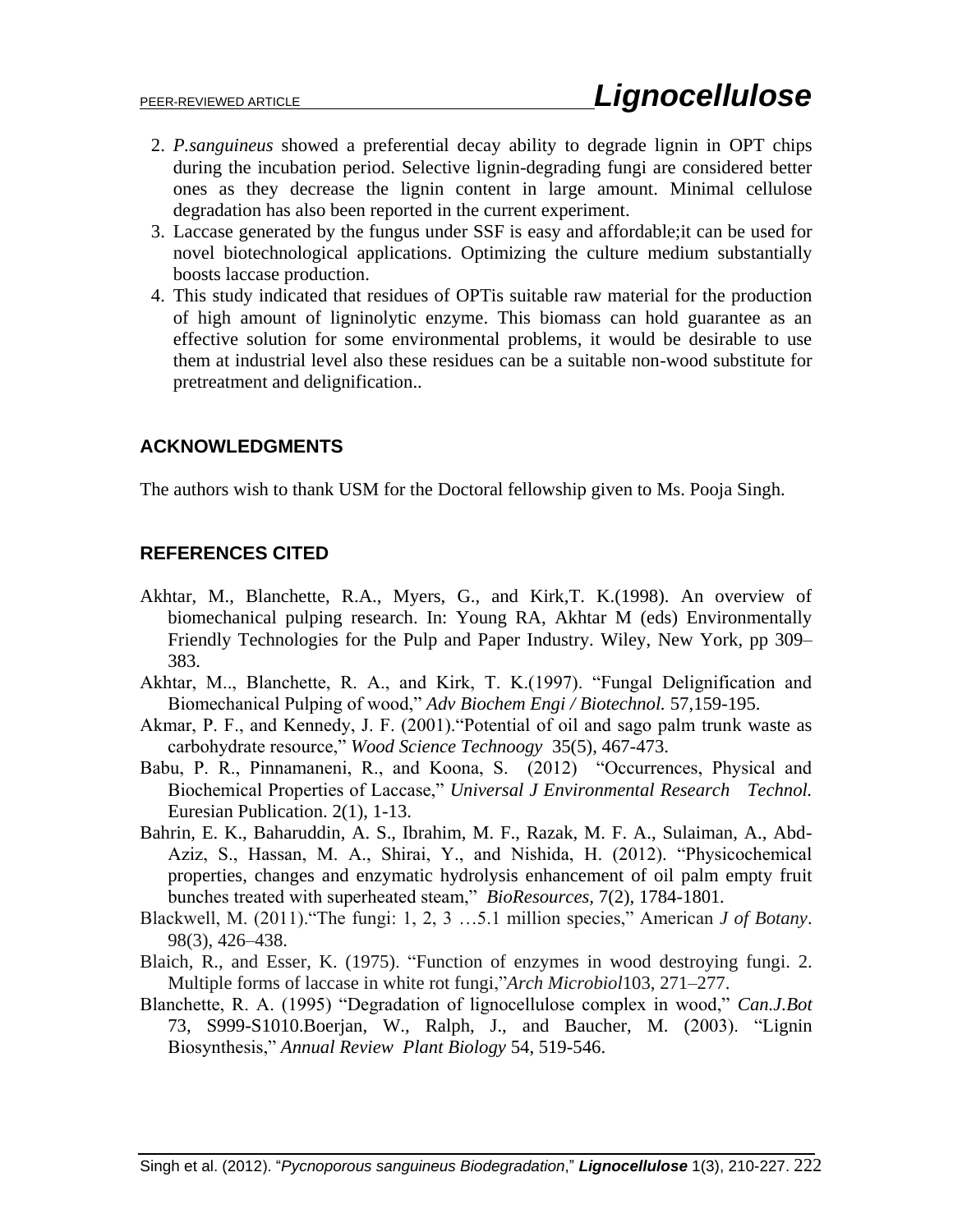2. *P.sanguineus* showed a preferential decay ability to degrade lignin in OPT chips during the incubation period. Selective lignin-degrading fungi are considered better ones as they decrease the lignin content in large amount. Minimal cellulose degradation has also been reported in the current experiment.
3. Laccase generated by the fungus under SSF is easy and affordable;it can be used for novel biotechnological applications. Optimizing the culture medium substantially boosts laccase production.
4. This study indicated that residues of OPTis suitable raw material for the production of high amount of ligninolytic enzyme. This biomass can hold guarantee as an effective solution for some environmental problems, it would be desirable to use them at industrial level also these residues can be a suitable non-wood substitute for pretreatment and delignification..

## ACKNOWLEDGMENTS

The authors wish to thank USM for the Doctoral fellowship given to Ms. Pooja Singh.

## REFERENCES CITED

Akhtar, M., Blanchette, R.A., Myers, G., and Kirk,T. K.(1998). An overview of biomechanical pulping research. In: Young RA, Akhtar M (eds) Environmentally Friendly Technologies for the Pulp and Paper Industry. Wiley, New York, pp 309–383.

Akhtar, M.., Blanchette, R. A., and Kirk, T. K.(1997). "Fungal Delignification and Biomechanical Pulping of wood," *Adv Biochem Engi / Biotechnol.* 57,159-195.

Akmar, P. F., and Kennedy, J. F. (2001)."Potential of oil and sago palm trunk waste as carbohydrate resource," *Wood Science Technoogy* 35(5), 467-473.

Babu, P. R., Pinnamaneni, R., and Koona, S. (2012) "Occurrences, Physical and Biochemical Properties of Laccase," *Universal J Environmental Research Technol.* Euresian Publication. 2(1), 1-13.

Bahrin, E. K., Baharuddin, A. S., Ibrahim, M. F., Razak, M. F. A., Sulaiman, A., Abd-Aziz, S., Hassan, M. A., Shirai, Y., and Nishida, H. (2012). "Physicochemical properties, changes and enzymatic hydrolysis enhancement of oil palm empty fruit bunches treated with superheated steam," *BioResources,* 7(2), 1784-1801.

Blackwell, M. (2011)."The fungi: 1, 2, 3 …5.1 million species," American *J of Botany*. 98(3), 426–438.

Blaich, R., and Esser, K. (1975). "Function of enzymes in wood destroying fungi. 2. Multiple forms of laccase in white rot fungi,"*Arch Microbiol*103, 271–277.

Blanchette, R. A. (1995) "Degradation of lignocellulose complex in wood," *Can.J.Bot* 73, S999-S1010.Boerjan, W., Ralph, J., and Baucher, M. (2003). "Lignin Biosynthesis," *Annual Review Plant Biology* 54, 519-546.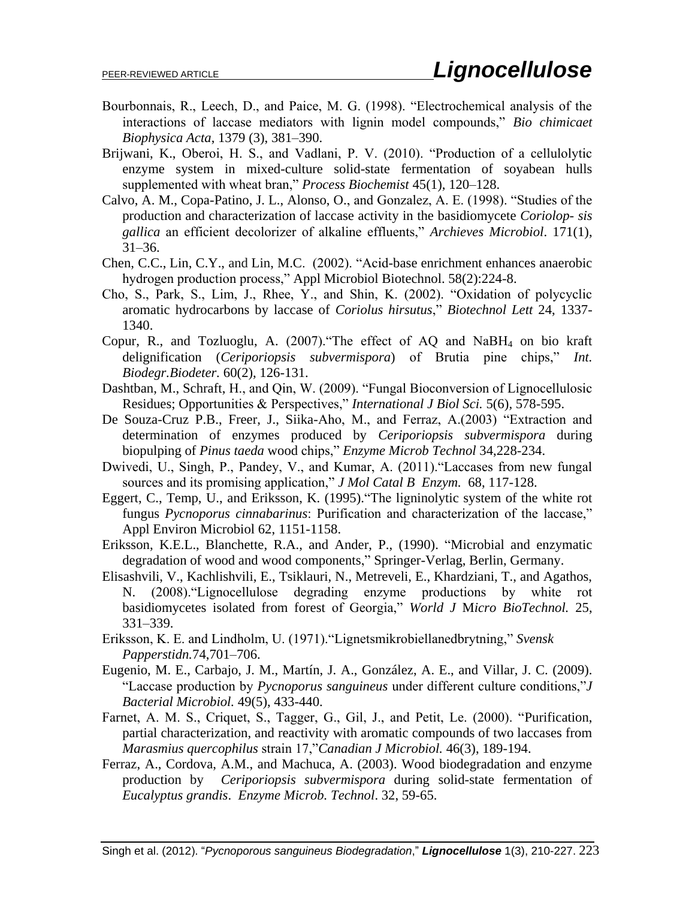Bourbonnais, R., Leech, D., and Paice, M. G. (1998). "Electrochemical analysis of the interactions of laccase mediators with lignin model compounds," *Bio chimicaet Biophysica Acta*, 1379 (3), 381–390.

Brijwani, K., Oberoi, H. S., and Vadlani, P. V. (2010). "Production of a cellulolytic enzyme system in mixed-culture solid-state fermentation of soyabean hulls supplemented with wheat bran," *Process Biochemist* 45(1), 120–128.

Calvo, A. M., Copa-Patino, J. L., Alonso, O., and Gonzalez, A. E. (1998). "Studies of the production and characterization of laccase activity in the basidiomycete *Coriolop- sis gallica* an efficient decolorizer of alkaline effluents," *Archieves Microbiol*. 171(1), 31–36.

Chen, C.C., Lin, C.Y., and Lin, M.C. (2002). "Acid-base enrichment enhances anaerobic hydrogen production process," Appl Microbiol Biotechnol. 58(2):224-8.

Cho, S., Park, S., Lim, J., Rhee, Y., and Shin, K. (2002). "Oxidation of polycyclic aromatic hydrocarbons by laccase of *Coriolus hirsutus*," *Biotechnol Lett* 24, 1337-1340.

Copur, R., and Tozluoglu, A. (2007)."The effect of AQ and $NaBH_4$ on bio kraft delignification (*Ceriporiopsis subvermispora*) of Brutia pine chips," *Int. Biodegr.Biodeter.* 60(2), 126-131.

Dashtban, M., Schraft, H., and Qin, W. (2009). "Fungal Bioconversion of Lignocellulosic Residues; Opportunities & Perspectives," *International J Biol Sci.* 5(6), 578-595.

De Souza-Cruz P.B., Freer, J., Siika-Aho, M., and Ferraz, A.(2003) "Extraction and determination of enzymes produced by *Ceriporiopsis subvermispora* during biopulping of *Pinus taeda* wood chips," *Enzyme Microb Technol* 34,228-234.

Dwivedi, U., Singh, P., Pandey, V., and Kumar, A. (2011)."Laccases from new fungal sources and its promising application," *J Mol Catal B Enzym.* 68, 117-128.

Eggert, C., Temp, U., and Eriksson, K. (1995)."The ligninolytic system of the white rot fungus *Pycnoporus cinnabarinus*: Purification and characterization of the laccase," Appl Environ Microbiol 62, 1151-1158.

Eriksson, K.E.L., Blanchette, R.A., and Ander, P., (1990). "Microbial and enzymatic degradation of wood and wood components," Springer-Verlag, Berlin, Germany.

Elisashvili, V., Kachlishvili, E., Tsiklauri, N., Metreveli, E., Khardziani, T., and Agathos, N. (2008)."Lignocellulose degrading enzyme productions by white rot basidiomycetes isolated from forest of Georgia," *World J Micro BioTechnol.* 25, 331–339.

Eriksson, K. E. and Lindholm, U. (1971)."Lignetsmikrobiellanedbrytning," *Svensk Papperstidn.*74,701–706.

Eugenio, M. E., Carbajo, J. M., Martín, J. A., González, A. E., and Villar, J. C. (2009). "Laccase production by *Pycnoporus sanguineus* under different culture conditions,"*J Bacterial Microbiol.* 49(5), 433-440.

Farnet, A. M. S., Criquet, S., Tagger, G., Gil, J., and Petit, Le. (2000). "Purification, partial characterization, and reactivity with aromatic compounds of two laccases from *Marasmius quercophilus* strain 17,"*Canadian J Microbiol.* 46(3), 189-194.

Ferraz, A., Cordova, A.M., and Machuca, A. (2003). Wood biodegradation and enzyme production by *Ceriporiopsis subvermispora* during solid-state fermentation of *Eucalyptus grandis*. *Enzyme Microb. Technol*. 32, 59-65.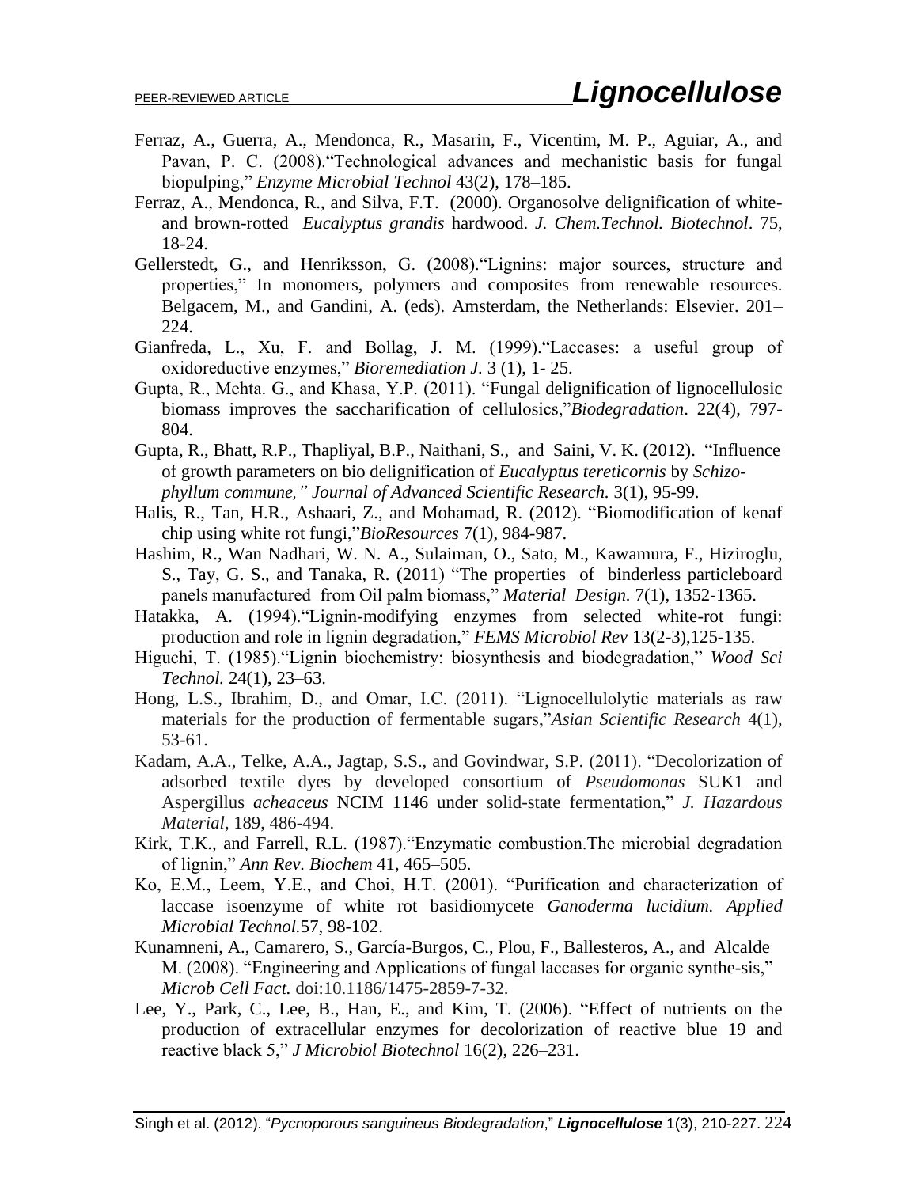Ferraz, A., Guerra, A., Mendonca, R., Masarin, F., Vicentim, M. P., Aguiar, A., and Pavan, P. C. (2008).“Technological advances and mechanistic basis for fungal biopulping,” *Enzyme Microbial Technol* 43(2), 178–185.

Ferraz, A., Mendonca, R., and Silva, F.T. (2000). Organosolve delignification of white- and brown-rotted *Eucalyptus grandis* hardwood. *J. Chem.Technol. Biotechnol*. 75, 18-24.

Gellerstedt, G., and Henriksson, G. (2008).“Lignins: major sources, structure and properties,” In monomers, polymers and composites from renewable resources. Belgacem, M., and Gandini, A. (eds). Amsterdam, the Netherlands: Elsevier. 201–224.

Gianfreda, L., Xu, F. and Bollag, J. M. (1999).“Laccases: a useful group of oxidoreductive enzymes,” *Bioremediation J.* 3 (1), 1- 25.

Gupta, R., Mehta. G., and Khasa, Y.P. (2011). “Fungal delignification of lignocellulosic biomass improves the saccharification of cellulosics,”*Biodegradation*. 22(4), 797-804.

Gupta, R., Bhatt, R.P., Thapliyal, B.P., Naithani, S., and Saini, V. K. (2012). “Influence of growth parameters on bio delignification of *Eucalyptus tereticornis* by *Schizo-phyllum commune,” Journal of Advanced Scientific Research.* 3(1), 95-99.

Halis, R., Tan, H.R., Ashaari, Z., and Mohamad, R. (2012). “Biomodification of kenaf chip using white rot fungi,”*BioResources* 7(1), 984-987.

Hashim, R., Wan Nadhari, W. N. A., Sulaiman, O., Sato, M., Kawamura, F., Hiziroglu, S., Tay, G. S., and Tanaka, R. (2011) “The properties of binderless particleboard panels manufactured from Oil palm biomass,” *Material Design.* 7(1), 1352-1365.

Hatakka, A. (1994).“Lignin-modifying enzymes from selected white-rot fungi: production and role in lignin degradation,” *FEMS Microbiol Rev* 13(2-3),125-135.

Higuchi, T. (1985).“Lignin biochemistry: biosynthesis and biodegradation,” *Wood Sci Technol.* 24(1), 23–63.

Hong, L.S., Ibrahim, D., and Omar, I.C. (2011). “Lignocellulolytic materials as raw materials for the production of fermentable sugars,”*Asian Scientific Research* 4(1), 53-61.

Kadam, A.A., Telke, A.A., Jagtap, S.S., and Govindwar, S.P. (2011). “Decolorization of adsorbed textile dyes by developed consortium of *Pseudomonas* SUK1 and Aspergillus *acheaceus* NCIM 1146 under solid-state fermentation,” *J. Hazardous Material*, 189, 486-494.

Kirk, T.K., and Farrell, R.L. (1987).“Enzymatic combustion.The microbial degradation of lignin,” *Ann Rev. Biochem* 41, 465–505.

Ko, E.M., Leem, Y.E., and Choi, H.T. (2001). “Purification and characterization of laccase isoenzyme of white rot basidiomycete *Ganoderma lucidium. Applied Microbial Technol.*57, 98-102.

Kunamneni, A., Camarero, S., García-Burgos, C., Plou, F., Ballesteros, A., and Alcalde M. (2008). “Engineering and Applications of fungal laccases for organic synthe-sis,” *Microb Cell Fact.* doi:10.1186/1475-2859-7-32.

Lee, Y., Park, C., Lee, B., Han, E., and Kim, T. (2006). “Effect of nutrients on the production of extracellular enzymes for decolorization of reactive blue 19 and reactive black 5,” *J Microbiol Biotechnol* 16(2), 226–231.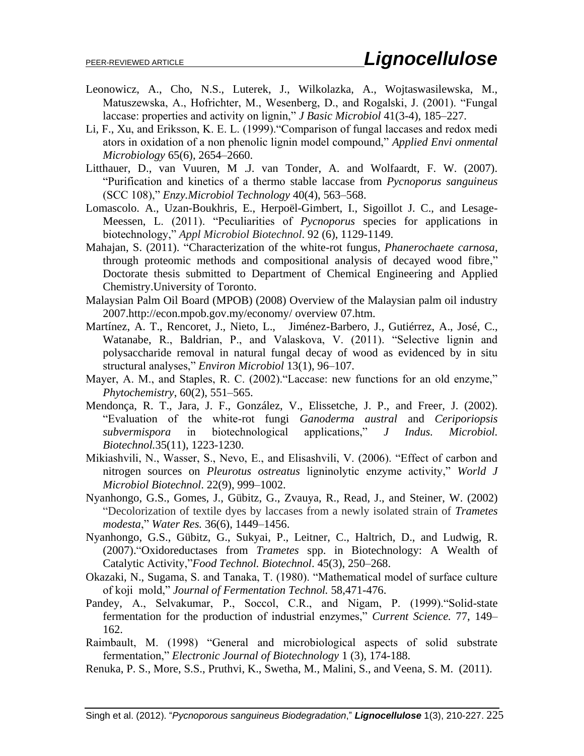Leonowicz, A., Cho, N.S., Luterek, J., Wilkolazka, A., Wojtaswasilewska, M., Matuszewska, A., Hofrichter, M., Wesenberg, D., and Rogalski, J. (2001). "Fungal laccase: properties and activity on lignin," *J Basic Microbiol* 41(3-4), 185–227.

Li, F., Xu, and Eriksson, K. E. L. (1999)."Comparison of fungal laccases and redox medi ators in oxidation of a non phenolic lignin model compound," *Applied Envi onmental Microbiology* 65(6), 2654–2660.

Litthauer, D., van Vuuren, M .J. van Tonder, A. and Wolfaardt, F. W. (2007). "Purification and kinetics of a thermo stable laccase from *Pycnoporus sanguineus* (SCC 108)," *Enzy.Microbiol Technology* 40(4), 563–568.

Lomascolo. A., Uzan-Boukhris, E., Herpoël-Gimbert, I., Sigoillot J. C., and Lesage-Meessen, L. (2011). "Peculiarities of *Pycnoporus* species for applications in biotechnology," *Appl Microbiol Biotechnol*. 92 (6), 1129-1149.

Mahajan, S. (2011). "Characterization of the white-rot fungus, *Phanerochaete carnosa*, through proteomic methods and compositional analysis of decayed wood fibre," Doctorate thesis submitted to Department of Chemical Engineering and Applied Chemistry.University of Toronto.

Malaysian Palm Oil Board (MPOB) (2008) Overview of the Malaysian palm oil industry 2007.http://econ.mpob.gov.my/economy/ overview 07.htm.

Martínez, A. T., Rencoret, J., Nieto, L., Jiménez-Barbero, J., Gutiérrez, A., José, C., Watanabe, R., Baldrian, P., and Valaskova, V. (2011). "Selective lignin and polysaccharide removal in natural fungal decay of wood as evidenced by in situ structural analyses," *Environ Microbiol* 13(1), 96–107.

Mayer, A. M., and Staples, R. C. (2002)."Laccase: new functions for an old enzyme," *Phytochemistry*, 60(2), 551–565.

Mendonça, R. T., Jara, J. F., González, V., Elissetche, J. P., and Freer, J. (2002). "Evaluation of the white-rot fungi *Ganoderma austral* and *Ceriporiopsis subvermispora* in biotechnological applications," *J Indus. Microbiol. Biotechnol.*35(11), 1223-1230.

Mikiashvili, N., Wasser, S., Nevo, E., and Elisashvili, V. (2006). "Effect of carbon and nitrogen sources on *Pleurotus ostreatus* ligninolytic enzyme activity," *World J Microbiol Biotechnol*. 22(9), 999–1002.

Nyanhongo, G.S., Gomes, J., Gübitz, G., Zvauya, R., Read, J., and Steiner, W. (2002) "Decolorization of textile dyes by laccases from a newly isolated strain of *Trametes modesta*," *Water Res.* 36(6), 1449–1456.

Nyanhongo, G.S., Gübitz, G., Sukyai, P., Leitner, C., Haltrich, D., and Ludwig, R. (2007)."Oxidoreductases from *Trametes* spp. in Biotechnology: A Wealth of Catalytic Activity,"*Food Technol. Biotechnol*. 45(3), 250–268.

Okazaki, N., Sugama, S. and Tanaka, T. (1980). "Mathematical model of surface culture of koji mold," *Journal of Fermentation Technol.* 58,471-476.

Pandey, A., Selvakumar, P., Soccol, C.R., and Nigam, P. (1999)."Solid-state fermentation for the production of industrial enzymes," *Current Science.* 77, 149–162.

Raimbault, M. (1998) "General and microbiological aspects of solid substrate fermentation," *Electronic Journal of Biotechnology* 1 (3), 174-188.

Renuka, P. S., More, S.S., Pruthvi, K., Swetha, M., Malini, S., and Veena, S. M. (2011).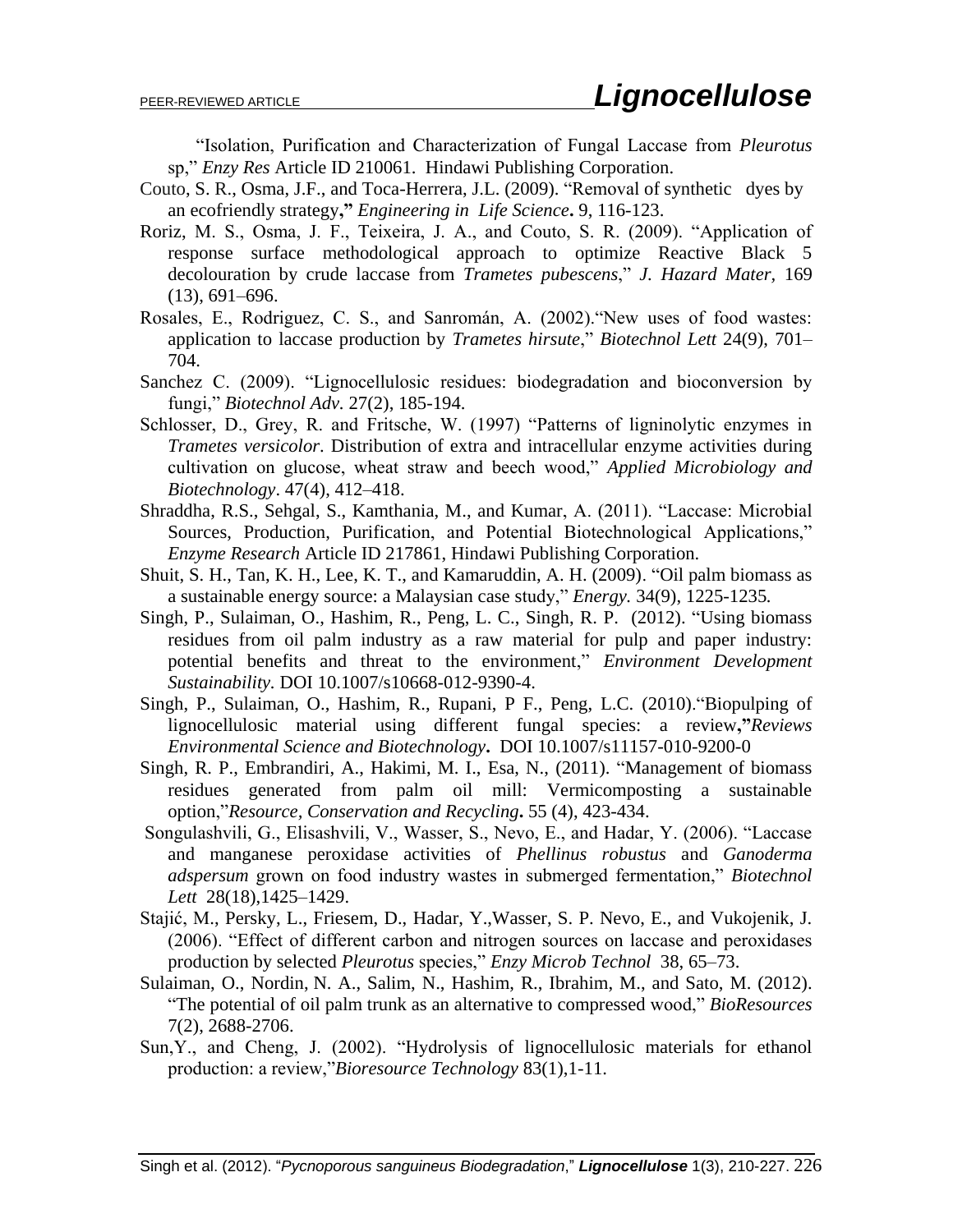"Isolation, Purification and Characterization of Fungal Laccase from *Pleurotus* sp," *Enzy Res* Article ID 210061. Hindawi Publishing Corporation.

Couto, S. R., Osma, J.F., and Toca-Herrera, J.L. (2009). "Removal of synthetic dyes by an ecofriendly strategy**,"** *Engineering in Life Science***.** 9, 116-123.

Roriz, M. S., Osma, J. F., Teixeira, J. A., and Couto, S. R. (2009). "Application of response surface methodological approach to optimize Reactive Black 5 decolouration by crude laccase from *Trametes pubescens*," *J. Hazard Mater,* 169 (13), 691–696.

Rosales, E., Rodriguez, C. S., and Sanromán, A. (2002)."New uses of food wastes: application to laccase production by *Trametes hirsute*," *Biotechnol Lett* 24(9), 701–704.

Sanchez C. (2009). "Lignocellulosic residues: biodegradation and bioconversion by fungi," *Biotechnol Adv*. 27(2), 185-194.

Schlosser, D., Grey, R. and Fritsche, W. (1997) "Patterns of ligninolytic enzymes in *Trametes versicolor*. Distribution of extra and intracellular enzyme activities during cultivation on glucose, wheat straw and beech wood," *Applied Microbiology and Biotechnology*. 47(4), 412–418.

Shraddha, R.S., Sehgal, S., Kamthania, M., and Kumar, A. (2011). "Laccase: Microbial Sources, Production, Purification, and Potential Biotechnological Applications," *Enzyme Research* Article ID 217861, Hindawi Publishing Corporation.

Shuit, S. H., Tan, K. H., Lee, K. T., and Kamaruddin, A. H. (2009). "Oil palm biomass as a sustainable energy source: a Malaysian case study," *Energy.* 34(9), 1225-1235*.*

Singh, P., Sulaiman, O., Hashim, R., Peng, L. C., Singh, R. P. (2012). "Using biomass residues from oil palm industry as a raw material for pulp and paper industry: potential benefits and threat to the environment," *Environment Development Sustainability*. DOI 10.1007/s10668-012-9390-4.

Singh, P., Sulaiman, O., Hashim, R., Rupani, P F., Peng, L.C. (2010)."Biopulping of lignocellulosic material using different fungal species: a review**,"***Reviews Environmental Science and Biotechnology***.** DOI 10.1007/s11157-010-9200-0

Singh, R. P., Embrandiri, A., Hakimi, M. I., Esa, N., (2011). "Management of biomass residues generated from palm oil mill: Vermicomposting a sustainable option,"*Resource, Conservation and Recycling***.** 55 (4), 423-434.

Songulashvili, G., Elisashvili, V., Wasser, S., Nevo, E., and Hadar, Y. (2006). "Laccase and manganese peroxidase activities of *Phellinus robustus* and *Ganoderma adspersum* grown on food industry wastes in submerged fermentation," *Biotechnol Lett* 28(18),1425–1429.

Stajić, M., Persky, L., Friesem, D., Hadar, Y.,Wasser, S. P. Nevo, E., and Vukojenik, J. (2006). "Effect of different carbon and nitrogen sources on laccase and peroxidases production by selected *Pleurotus* species," *Enzy Microb Technol* 38, 65–73.

Sulaiman, O., Nordin, N. A., Salim, N., Hashim, R., Ibrahim, M., and Sato, M. (2012). "The potential of oil palm trunk as an alternative to compressed wood," *BioResources* 7(2), 2688-2706.

Sun,Y., and Cheng, J. (2002). "Hydrolysis of lignocellulosic materials for ethanol production: a review,"*Bioresource Technology* 83(1),1-11.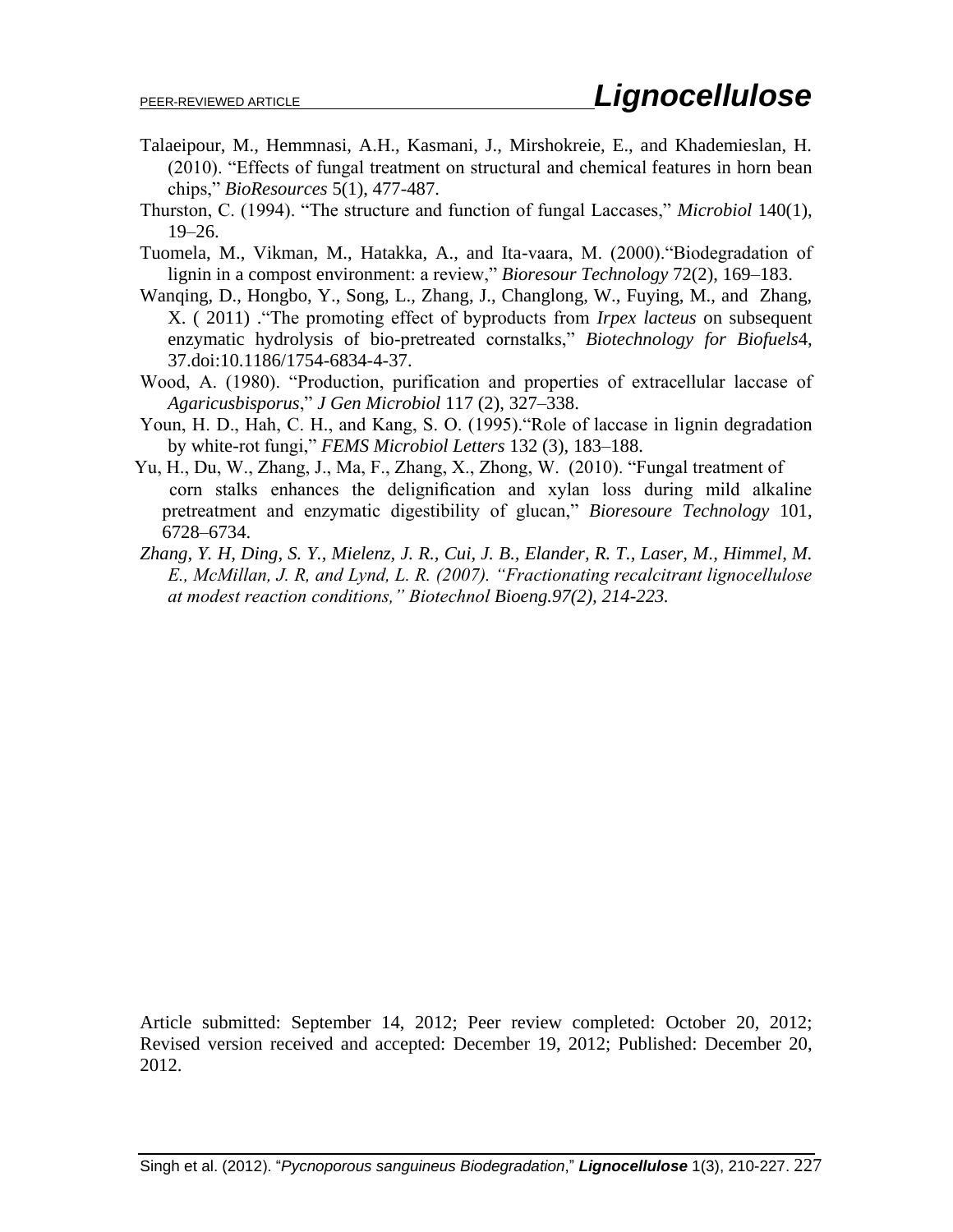Talaeipour, M., Hemmnasi, A.H., Kasmani, J., Mirshokreie, E., and Khademieslan, H. (2010). "Effects of fungal treatment on structural and chemical features in horn bean chips," *BioResources* 5(1), 477-487.

Thurston, C. (1994). "The structure and function of fungal Laccases," *Microbiol* 140(1), 19–26.

Tuomela, M., Vikman, M., Hatakka, A., and Ita-vaara, M. (2000)."Biodegradation of lignin in a compost environment: a review," *Bioresour Technology* 72(2), 169–183.

Wanqing, D., Hongbo, Y., Song, L., Zhang, J., Changlong, W., Fuying, M., and Zhang, X. ( 2011) ."The promoting effect of byproducts from *Irpex lacteus* on subsequent enzymatic hydrolysis of bio-pretreated cornstalks," *Biotechnology for Biofuels*4, 37.doi:10.1186/1754-6834-4-37.

Wood, A. (1980). "Production, purification and properties of extracellular laccase of *Agaricusbisporus*," *J Gen Microbiol* 117 (2), 327–338.

Youn, H. D., Hah, C. H., and Kang, S. O. (1995)."Role of laccase in lignin degradation by white-rot fungi," *FEMS Microbiol Letters* 132 (3), 183–188.

Yu, H., Du, W., Zhang, J., Ma, F., Zhang, X., Zhong, W. (2010). "Fungal treatment of corn stalks enhances the delignification and xylan loss during mild alkaline pretreatment and enzymatic digestibility of glucan," *Bioresoure Technology* 101, 6728–6734.

*Zhang, Y. H, Ding, S. Y., Mielenz, J. R., Cui, J. B., Elander, R. T., Laser, M., Himmel, M. E., McMillan, J. R, and Lynd, L. R. (2007). "Fractionating recalcitrant lignocellulose at modest reaction conditions," Biotechnol Bioeng.97(2), 214-223.*

Article submitted: September 14, 2012; Peer review completed: October 20, 2012; Revised version received and accepted: December 19, 2012; Published: December 20, 2012.